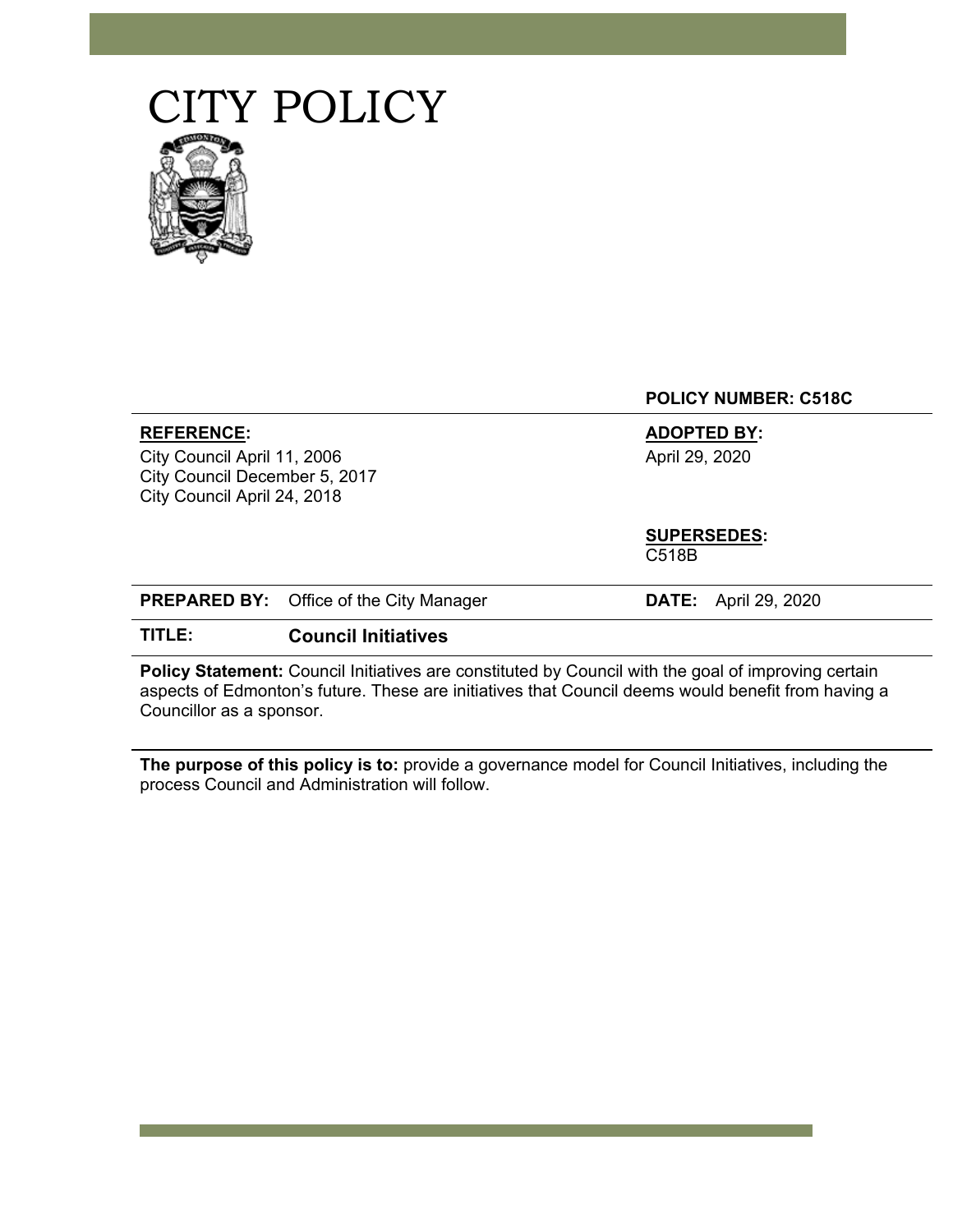# CITY POLICY

**POLICY NUMBER: C518C**

| **REFERENCE:** | **ADOPTED BY:** |
|---|---|
| City Council April 11, 2006<br>City Council December 5, 2017<br>City Council April 24, 2018 | April 29, 2020 |
| | **SUPERSEDES:**<br>C518B |

**PREPARED BY:** Office of the City Manager **DATE:** April 29, 2020

**TITLE:** **Council Initiatives**

**Policy Statement:** Council Initiatives are constituted by Council with the goal of improving certain aspects of Edmonton's future. These are initiatives that Council deems would benefit from having a Councillor as a sponsor.

**The purpose of this policy is to:** provide a governance model for Council Initiatives, including the process Council and Administration will follow.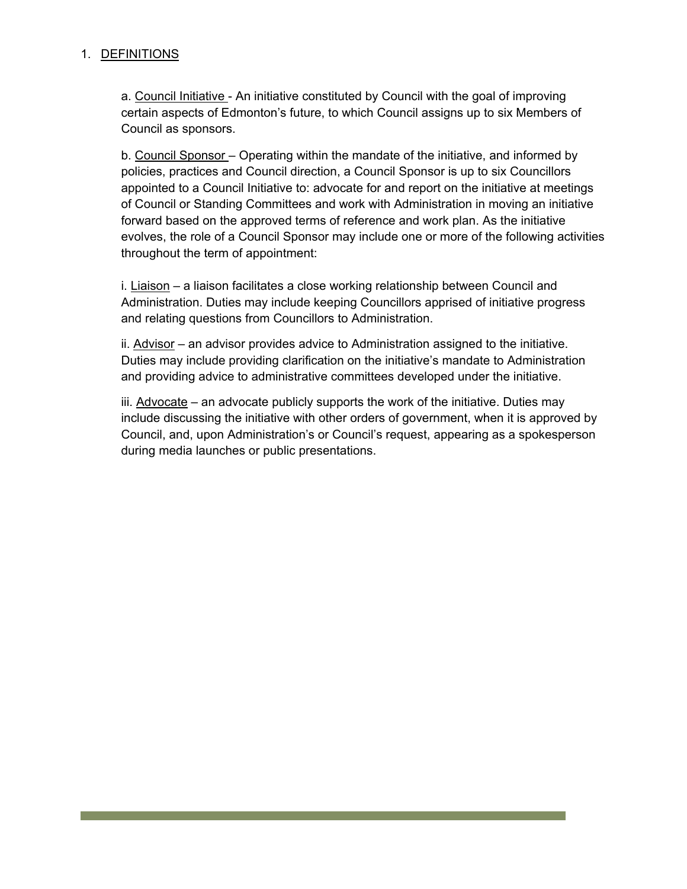1. DEFINITIONS

    a. Council Initiative - An initiative constituted by Council with the goal of improving certain aspects of Edmonton's future, to which Council assigns up to six Members of Council as sponsors.

    b. Council Sponsor – Operating within the mandate of the initiative, and informed by policies, practices and Council direction, a Council Sponsor is up to six Councillors appointed to a Council Initiative to: advocate for and report on the initiative at meetings of Council or Standing Committees and work with Administration in moving an initiative forward based on the approved terms of reference and work plan. As the initiative evolves, the role of a Council Sponsor may include one or more of the following activities throughout the term of appointment:

    i. Liaison – a liaison facilitates a close working relationship between Council and Administration. Duties may include keeping Councillors apprised of initiative progress and relating questions from Councillors to Administration.

    ii. Advisor – an advisor provides advice to Administration assigned to the initiative. Duties may include providing clarification on the initiative's mandate to Administration and providing advice to administrative committees developed under the initiative.

    iii. Advocate – an advocate publicly supports the work of the initiative. Duties may include discussing the initiative with other orders of government, when it is approved by Council, and, upon Administration's or Council's request, appearing as a spokesperson during media launches or public presentations.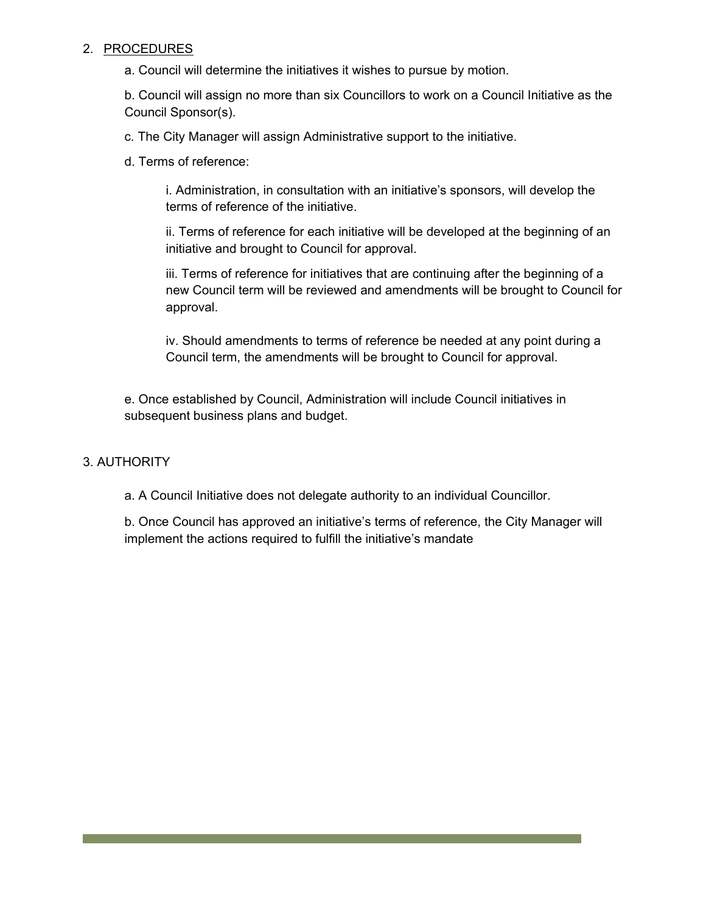## 2. PROCEDURES

a. Council will determine the initiatives it wishes to pursue by motion.

b. Council will assign no more than six Councillors to work on a Council Initiative as the Council Sponsor(s).

c. The City Manager will assign Administrative support to the initiative.

d. Terms of reference:

> i. Administration, in consultation with an initiative's sponsors, will develop the terms of reference of the initiative.
>
> ii. Terms of reference for each initiative will be developed at the beginning of an initiative and brought to Council for approval.
>
> iii. Terms of reference for initiatives that are continuing after the beginning of a new Council term will be reviewed and amendments will be brought to Council for approval.
>
> iv. Should amendments to terms of reference be needed at any point during a Council term, the amendments will be brought to Council for approval.

e. Once established by Council, Administration will include Council initiatives in subsequent business plans and budget.

## 3. AUTHORITY

a. A Council Initiative does not delegate authority to an individual Councillor.

b. Once Council has approved an initiative's terms of reference, the City Manager will implement the actions required to fulfill the initiative's mandate